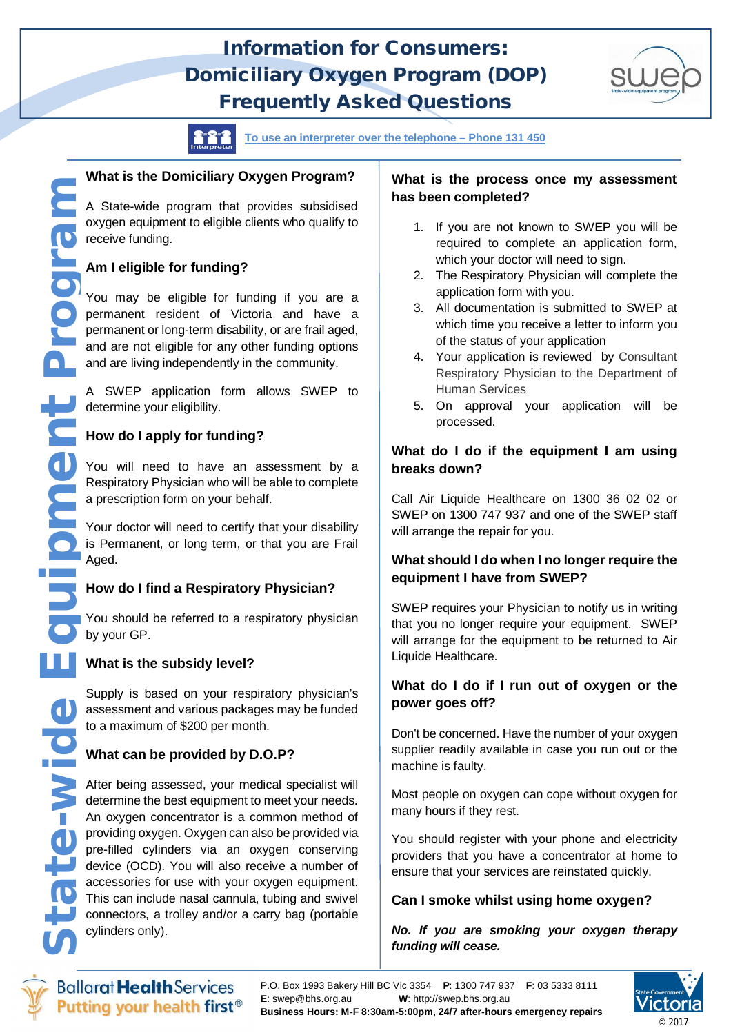# Information for Consumers: Domiciliary Oxygen Program (DOP) Frequently Asked Questions

[To use an interpreter over the telephone – Phone 131 450]

State-wide Equipment Program

## What is the Domiciliary Oxygen Program?

A State-wide program that provides subsidised oxygen equipment to eligible clients who qualify to receive funding.

## Am I eligible for funding?

You may be eligible for funding if you are a permanent resident of Victoria and have a permanent or long-term disability, or are frail aged, and are not eligible for any other funding options and are living independently in the community.

A SWEP application form allows SWEP to determine your eligibility.

## How do I apply for funding?

You will need to have an assessment by a Respiratory Physician who will be able to complete a prescription form on your behalf.

Your doctor will need to certify that your disability is Permanent, or long term, or that you are Frail Aged.

## How do I find a Respiratory Physician?

You should be referred to a respiratory physician by your GP.

## What is the subsidy level?

Supply is based on your respiratory physician's assessment and various packages may be funded to a maximum of $200 per month.

## What can be provided by D.O.P?

After being assessed, your medical specialist will determine the best equipment to meet your needs. An oxygen concentrator is a common method of providing oxygen. Oxygen can also be provided via pre-filled cylinders via an oxygen conserving device (OCD). You will also receive a number of accessories for use with your oxygen equipment. This can include nasal cannula, tubing and swivel connectors, a trolley and/or a carry bag (portable cylinders only).

## What is the process once my assessment has been completed?

1. If you are not known to SWEP you will be required to complete an application form, which your doctor will need to sign.
2. The Respiratory Physician will complete the application form with you.
3. All documentation is submitted to SWEP at which time you receive a letter to inform you of the status of your application
4. Your application is reviewed by Consultant Respiratory Physician to the Department of Human Services
5. On approval your application will be processed.

## What do I do if the equipment I am using breaks down?

Call Air Liquide Healthcare on 1300 36 02 02 or SWEP on 1300 747 937 and one of the SWEP staff will arrange the repair for you.

## What should I do when I no longer require the equipment I have from SWEP?

SWEP requires your Physician to notify us in writing that you no longer require your equipment. SWEP will arrange for the equipment to be returned to Air Liquide Healthcare.

## What do I do if I run out of oxygen or the power goes off?

Don't be concerned. Have the number of your oxygen supplier readily available in case you run out or the machine is faulty.

Most people on oxygen can cope without oxygen for many hours if they rest.

You should register with your phone and electricity providers that you have a concentrator at home to ensure that your services are reinstated quickly.

## Can I smoke whilst using home oxygen?

***No. If you are smoking your oxygen therapy funding will cease.***

Ballarat Health Services — Putting your health first®

P.O. Box 1993 Bakery Hill BC Vic 3354 **P**: 1300 747 937 **F**: 03 5333 8111
**E**: swep@bhs.org.au **W**: http://swep.bhs.org.au
**Business Hours: M-F 8:30am-5:00pm, 24/7 after-hours emergency repairs**

© 2017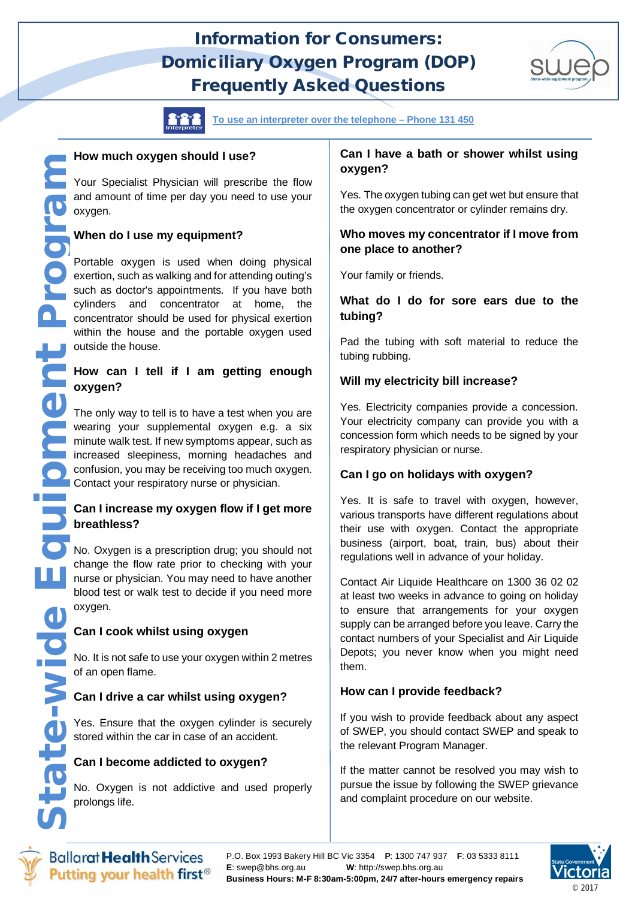# Information for Consumers: Domiciliary Oxygen Program (DOP) Frequently Asked Questions

To use an interpreter over the telephone – Phone 131 450

State-wide Equipment Program

### How much oxygen should I use?

Your Specialist Physician will prescribe the flow and amount of time per day you need to use your oxygen.

### When do I use my equipment?

Portable oxygen is used when doing physical exertion, such as walking and for attending outing's such as doctor's appointments. If you have both cylinders and concentrator at home, the concentrator should be used for physical exertion within the house and the portable oxygen used outside the house.

### How can I tell if I am getting enough oxygen?

The only way to tell is to have a test when you are wearing your supplemental oxygen e.g. a six minute walk test. If new symptoms appear, such as increased sleepiness, morning headaches and confusion, you may be receiving too much oxygen. Contact your respiratory nurse or physician.

### Can I increase my oxygen flow if I get more breathless?

No. Oxygen is a prescription drug; you should not change the flow rate prior to checking with your nurse or physician. You may need to have another blood test or walk test to decide if you need more oxygen.

### Can I cook whilst using oxygen

No. It is not safe to use your oxygen within 2 metres of an open flame.

### Can I drive a car whilst using oxygen?

Yes. Ensure that the oxygen cylinder is securely stored within the car in case of an accident.

### Can I become addicted to oxygen?

No. Oxygen is not addictive and used properly prolongs life.

### Can I have a bath or shower whilst using oxygen?

Yes. The oxygen tubing can get wet but ensure that the oxygen concentrator or cylinder remains dry.

### Who moves my concentrator if I move from one place to another?

Your family or friends.

### What do I do for sore ears due to the tubing?

Pad the tubing with soft material to reduce the tubing rubbing.

### Will my electricity bill increase?

Yes. Electricity companies provide a concession. Your electricity company can provide you with a concession form which needs to be signed by your respiratory physician or nurse.

### Can I go on holidays with oxygen?

Yes. It is safe to travel with oxygen, however, various transports have different regulations about their use with oxygen. Contact the appropriate business (airport, boat, train, bus) about their regulations well in advance of your holiday.

Contact Air Liquide Healthcare on 1300 36 02 02 at least two weeks in advance to going on holiday to ensure that arrangements for your oxygen supply can be arranged before you leave. Carry the contact numbers of your Specialist and Air Liquide Depots; you never know when you might need them.

### How can I provide feedback?

If you wish to provide feedback about any aspect of SWEP, you should contact SWEP and speak to the relevant Program Manager.

If the matter cannot be resolved you may wish to pursue the issue by following the SWEP grievance and complaint procedure on our website.

Ballarat Health Services Putting your health first®

P.O. Box 1993 Bakery Hill BC Vic 3354 **P**: 1300 747 937 **F**: 03 5333 8111
**E**: swep@bhs.org.au **W**: http://swep.bhs.org.au
**Business Hours: M-F 8:30am-5:00pm, 24/7 after-hours emergency repairs**

© 2017